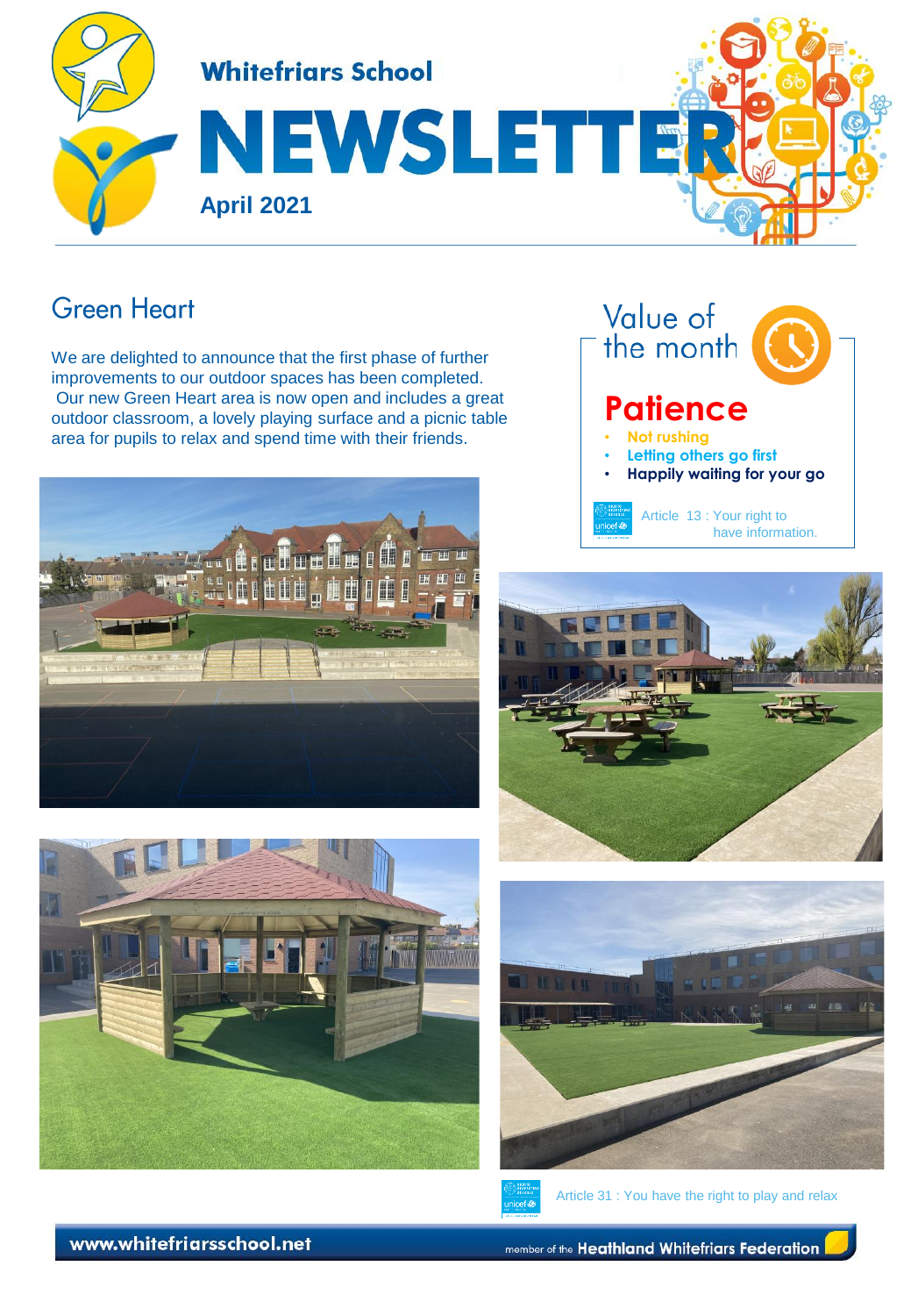Whitefriars School

# NEWSLETTER

**April 2021**

## Green Heart

We are delighted to announce that the first phase of further improvements to our outdoor spaces has been completed. Our new Green Heart area is now open and includes a great outdoor classroom, a lovely playing surface and a picnic table area for pupils to relax and spend time with their friends.

Article 31 : You have the right to play and relax

## Value of the month

# Patience

- **Not rushing**
- **Letting others go first**
- **Happily waiting for your go**

Article 13 : Your right to have information.

www.whitefriarsschool.net

member of the **Heathland Whitefriars Federation**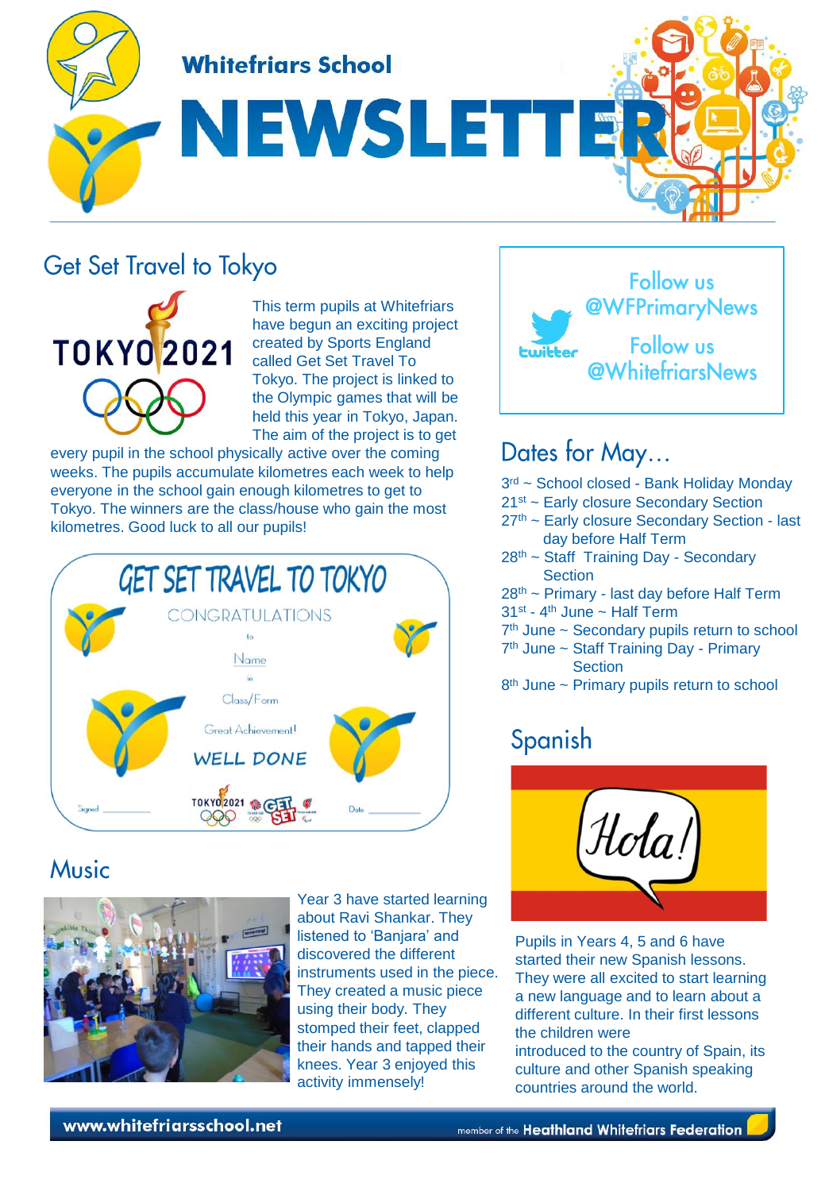# Whitefriars School NEWSLETTER

## Get Set Travel to Tokyo

This term pupils at Whitefriars have begun an exciting project created by Sports England called Get Set Travel To Tokyo. The project is linked to the Olympic games that will be held this year in Tokyo, Japan. The aim of the project is to get every pupil in the school physically active over the coming weeks. The pupils accumulate kilometres each week to help everyone in the school gain enough kilometres to get to Tokyo. The winners are the class/house who gain the most kilometres. Good luck to all our pupils!

## Music

Year 3 have started learning about Ravi Shankar. They listened to 'Banjara' and discovered the different instruments used in the piece. They created a music piece using their body. They stomped their feet, clapped their hands and tapped their knees. Year 3 enjoyed this activity immensely!

Follow us @WFPrimaryNews

Follow us @WhitefriarsNews

## Dates for May…

- 3rd ~ School closed - Bank Holiday Monday
- 21st ~ Early closure Secondary Section
- 27th ~ Early closure Secondary Section - last day before Half Term
- 28th ~ Staff Training Day - Secondary Section
- 28th ~ Primary - last day before Half Term
- 31st - 4th June ~ Half Term
- 7th June ~ Secondary pupils return to school
- 7th June ~ Staff Training Day - Primary Section
- 8th June ~ Primary pupils return to school

## Spanish

Pupils in Years 4, 5 and 6 have started their new Spanish lessons. They were all excited to start learning a new language and to learn about a different culture. In their first lessons the children were introduced to the country of Spain, its culture and other Spanish speaking countries around the world.

www.whitefriarsschool.net

member of the Heathland Whitefriars Federation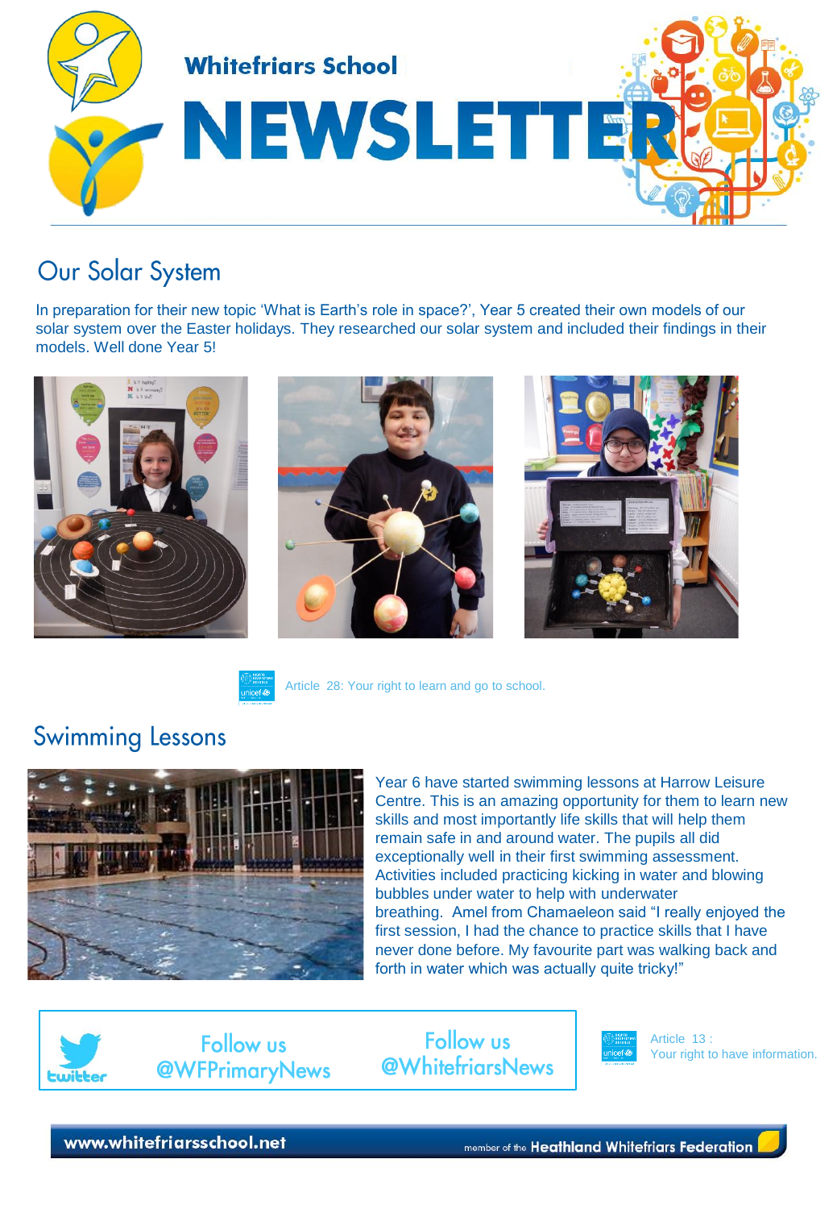# Whitefriars School NEWSLETTER

## Our Solar System

In preparation for their new topic 'What is Earth's role in space?', Year 5 created their own models of our solar system over the Easter holidays. They researched our solar system and included their findings in their models. Well done Year 5!

Article 28: Your right to learn and go to school.

## Swimming Lessons

Year 6 have started swimming lessons at Harrow Leisure Centre. This is an amazing opportunity for them to learn new skills and most importantly life skills that will help them remain safe in and around water. The pupils all did exceptionally well in their first swimming assessment. Activities included practicing kicking in water and blowing bubbles under water to help with underwater breathing. Amel from Chamaeleon said "I really enjoyed the first session, I had the chance to practice skills that I have never done before. My favourite part was walking back and forth in water which was actually quite tricky!"

Follow us @WFPrimaryNews

Follow us @WhitefriarsNews

Article 13 : Your right to have information.

www.whitefriarsschool.net

member of the Heathland Whitefriars Federation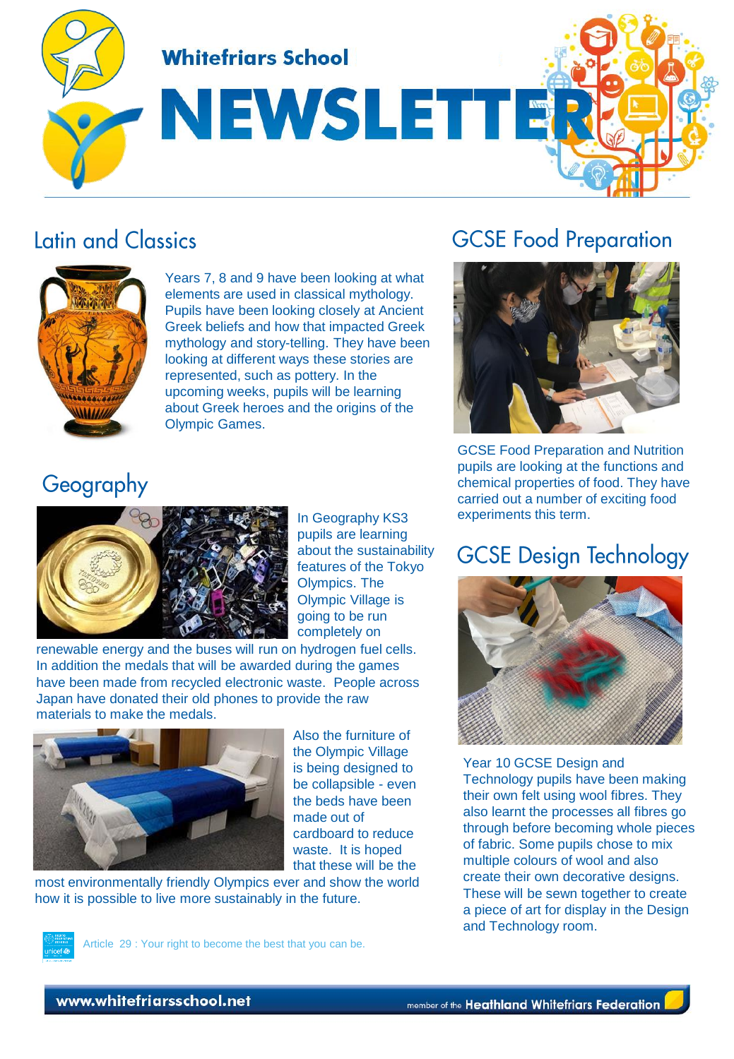# Whitefriars School NEWSLETTER

## Latin and Classics

Years 7, 8 and 9 have been looking at what elements are used in classical mythology. Pupils have been looking closely at Ancient Greek beliefs and how that impacted Greek mythology and story-telling. They have been looking at different ways these stories are represented, such as pottery. In the upcoming weeks, pupils will be learning about Greek heroes and the origins of the Olympic Games.

## Geography

In Geography KS3 pupils are learning about the sustainability features of the Tokyo Olympics. The Olympic Village is going to be run completely on renewable energy and the buses will run on hydrogen fuel cells. In addition the medals that will be awarded during the games have been made from recycled electronic waste. People across Japan have donated their old phones to provide the raw materials to make the medals.

Also the furniture of the Olympic Village is being designed to be collapsible - even the beds have been made out of cardboard to reduce waste. It is hoped that these will be the most environmentally friendly Olympics ever and show the world how it is possible to live more sustainably in the future.

Article 29 : Your right to become the best that you can be.

## GCSE Food Preparation

GCSE Food Preparation and Nutrition pupils are looking at the functions and chemical properties of food. They have carried out a number of exciting food experiments this term.

## GCSE Design Technology

Year 10 GCSE Design and Technology pupils have been making their own felt using wool fibres. They also learnt the processes all fibres go through before becoming whole pieces of fabric. Some pupils chose to mix multiple colours of wool and also create their own decorative designs. These will be sewn together to create a piece of art for display in the Design and Technology room.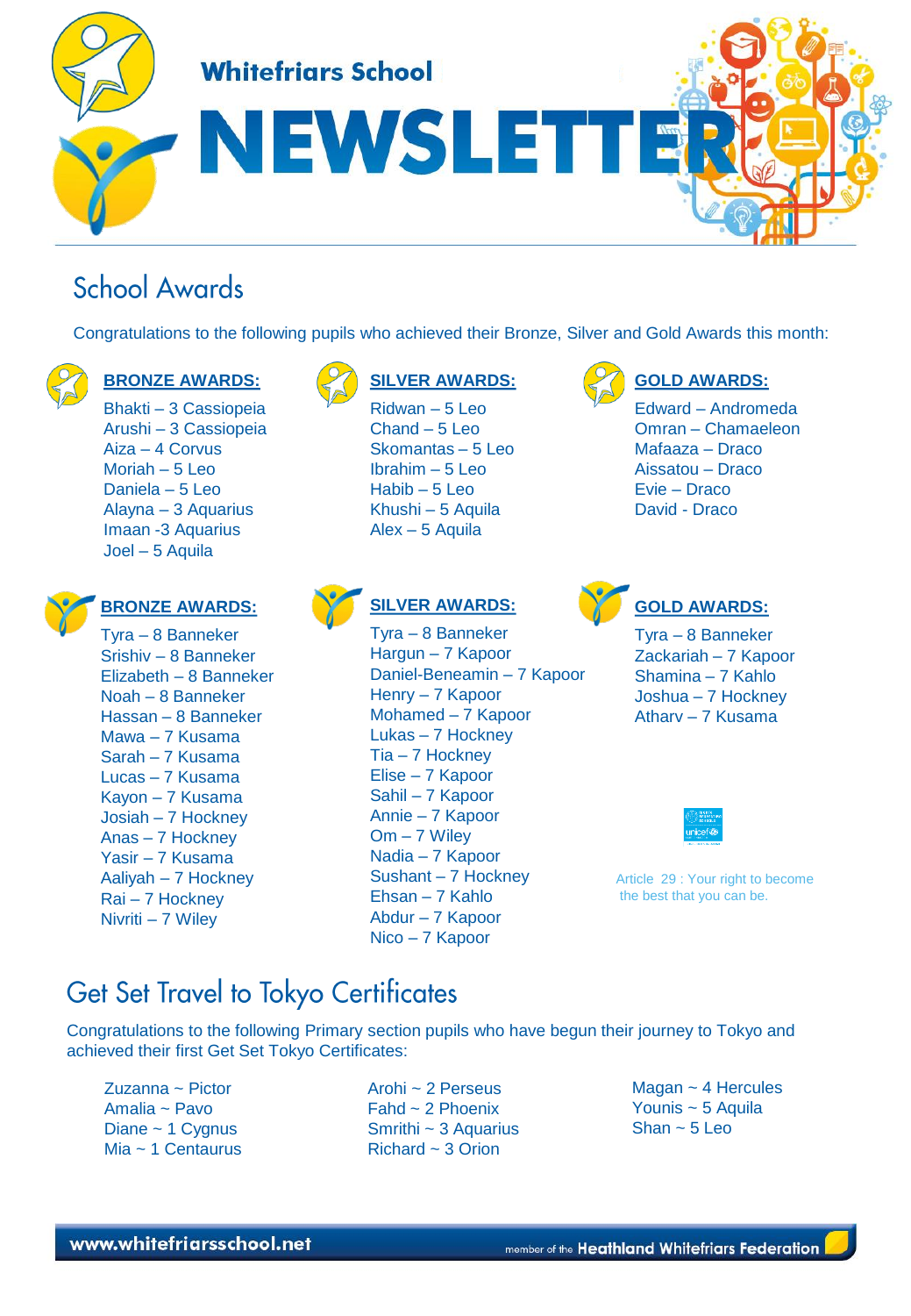# Whitefriars School NEWSLETTER

## School Awards

Congratulations to the following pupils who achieved their Bronze, Silver and Gold Awards this month:

**BRONZE AWARDS:**

Bhakti – 3 Cassiopeia
Arushi – 3 Cassiopeia
Aiza – 4 Corvus
Moriah – 5 Leo
Daniela – 5 Leo
Alayna – 3 Aquarius
Imaan -3 Aquarius
Joel – 5 Aquila

**SILVER AWARDS:**

Ridwan – 5 Leo
Chand – 5 Leo
Skomantas – 5 Leo
Ibrahim – 5 Leo
Habib – 5 Leo
Khushi – 5 Aquila
Alex – 5 Aquila

**GOLD AWARDS:**

Edward – Andromeda
Omran – Chamaeleon
Mafaaza – Draco
Aissatou – Draco
Evie – Draco
David - Draco

**BRONZE AWARDS:**

Tyra – 8 Banneker
Srishiv – 8 Banneker
Elizabeth – 8 Banneker
Noah – 8 Banneker
Hassan – 8 Banneker
Mawa – 7 Kusama
Sarah – 7 Kusama
Lucas – 7 Kusama
Kayon – 7 Kusama
Josiah – 7 Hockney
Anas – 7 Hockney
Yasir – 7 Kusama
Aaliyah – 7 Hockney
Rai – 7 Hockney
Nivriti – 7 Wiley

**SILVER AWARDS:**

Tyra – 8 Banneker
Hargun – 7 Kapoor
Daniel-Beneamin – 7 Kapoor
Henry – 7 Kapoor
Mohamed – 7 Kapoor
Lukas – 7 Hockney
Tia – 7 Hockney
Elise – 7 Kapoor
Sahil – 7 Kapoor
Annie – 7 Kapoor
Om – 7 Wiley
Nadia – 7 Kapoor
Sushant – 7 Hockney
Ehsan – 7 Kahlo
Abdur – 7 Kapoor
Nico – 7 Kapoor

**GOLD AWARDS:**

Tyra – 8 Banneker
Zackariah – 7 Kapoor
Shamina – 7 Kahlo
Joshua – 7 Hockney
Atharv – 7 Kusama

Article 29 : Your right to become the best that you can be.

## Get Set Travel to Tokyo Certificates

Congratulations to the following Primary section pupils who have begun their journey to Tokyo and achieved their first Get Set Tokyo Certificates:

Zuzanna ~ Pictor
Amalia ~ Pavo
Diane ~ 1 Cygnus
Mia ~ 1 Centaurus

Arohi ~ 2 Perseus
Fahd ~ 2 Phoenix
Smrithi ~ 3 Aquarius
Richard ~ 3 Orion

Magan ~ 4 Hercules
Younis ~ 5 Aquila
Shan ~ 5 Leo

www.whitefriarsschool.net

member of the Heathland Whitefriars Federation